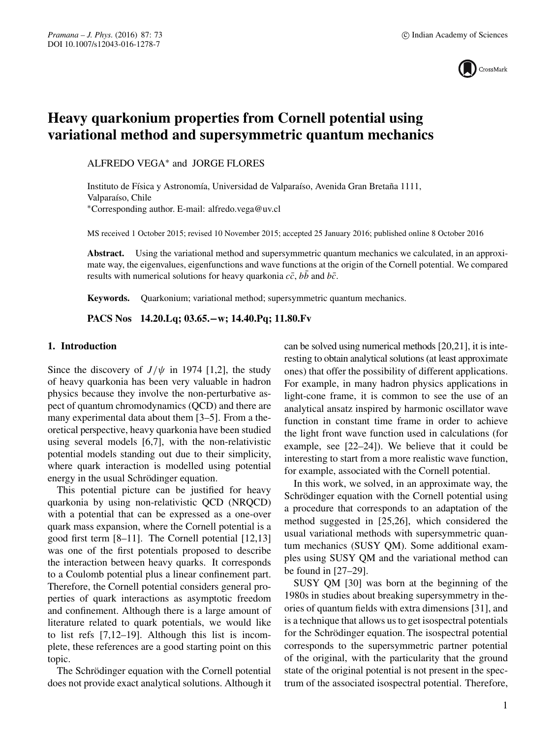# Heavy quarkonium properties from Cornell potential using variational method and supersymmetric quantum mechanics

ALFREDO VEGA* and JORGE FLORES

Instituto de Física y Astronomía, Universidad de Valparaíso, Avenida Gran Bretaña 1111, Valparaíso, Chile
*Corresponding author. E-mail: alfredo.vega@uv.cl

MS received 1 October 2015; revised 10 November 2015; accepted 25 January 2016; published online 8 October 2016

**Abstract.** Using the variational method and supersymmetric quantum mechanics we calculated, in an approximate way, the eigenvalues, eigenfunctions and wave functions at the origin of the Cornell potential. We compared results with numerical solutions for heavy quarkonia $c\bar{c}$, $b\bar{b}$ and $b\bar{c}$.

**Keywords.** Quarkonium; variational method; supersymmetric quantum mechanics.

**PACS Nos 14.20.Lq; 03.65.−w; 14.40.Pq; 11.80.Fv**

## 1. Introduction

Since the discovery of $J/\psi$ in 1974 [1,2], the study of heavy quarkonia has been very valuable in hadron physics because they involve the non-perturbative aspect of quantum chromodynamics (QCD) and there are many experimental data about them [3–5]. From a theoretical perspective, heavy quarkonia have been studied using several models [6,7], with the non-relativistic potential models standing out due to their simplicity, where quark interaction is modelled using potential energy in the usual Schrödinger equation.

This potential picture can be justified for heavy quarkonia by using non-relativistic QCD (NRQCD) with a potential that can be expressed as a one-over quark mass expansion, where the Cornell potential is a good first term [8–11]. The Cornell potential [12,13] was one of the first potentials proposed to describe the interaction between heavy quarks. It corresponds to a Coulomb potential plus a linear confinement part. Therefore, the Cornell potential considers general properties of quark interactions as asymptotic freedom and confinement. Although there is a large amount of literature related to quark potentials, we would like to list refs [7,12–19]. Although this list is incomplete, these references are a good starting point on this topic.

The Schrödinger equation with the Cornell potential does not provide exact analytical solutions. Although it can be solved using numerical methods [20,21], it is interesting to obtain analytical solutions (at least approximate ones) that offer the possibility of different applications. For example, in many hadron physics applications in light-cone frame, it is common to see the use of an analytical ansatz inspired by harmonic oscillator wave function in constant time frame in order to achieve the light front wave function used in calculations (for example, see [22–24]). We believe that it could be interesting to start from a more realistic wave function, for example, associated with the Cornell potential.

In this work, we solved, in an approximate way, the Schrödinger equation with the Cornell potential using a procedure that corresponds to an adaptation of the method suggested in [25,26], which considered the usual variational methods with supersymmetric quantum mechanics (SUSY QM). Some additional examples using SUSY QM and the variational method can be found in [27–29].

SUSY QM [30] was born at the beginning of the 1980s in studies about breaking supersymmetry in theories of quantum fields with extra dimensions [31], and is a technique that allows us to get isospectral potentials for the Schrödinger equation. The isospectral potential corresponds to the supersymmetric partner potential of the original, with the particularity that the ground state of the original potential is not present in the spectrum of the associated isospectral potential. Therefore,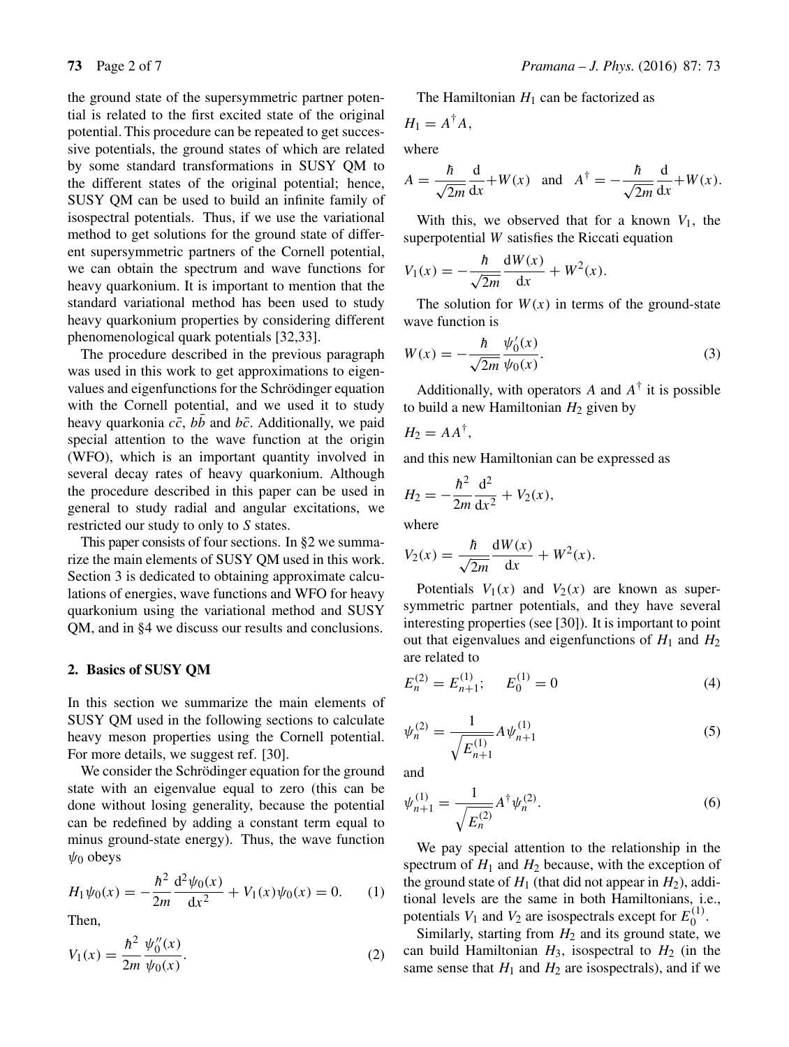the ground state of the supersymmetric partner potential is related to the first excited state of the original potential. This procedure can be repeated to get successive potentials, the ground states of which are related by some standard transformations in SUSY QM to the different states of the original potential; hence, SUSY QM can be used to build an infinite family of isospectral potentials. Thus, if we use the variational method to get solutions for the ground state of different supersymmetric partners of the Cornell potential, we can obtain the spectrum and wave functions for heavy quarkonium. It is important to mention that the standard variational method has been used to study heavy quarkonium properties by considering different phenomenological quark potentials [32,33].

The procedure described in the previous paragraph was used in this work to get approximations to eigenvalues and eigenfunctions for the Schrödinger equation with the Cornell potential, and we used it to study heavy quarkonia $c\bar{c}$, $b\bar{b}$ and $b\bar{c}$. Additionally, we paid special attention to the wave function at the origin (WFO), which is an important quantity involved in several decay rates of heavy quarkonium. Although the procedure described in this paper can be used in general to study radial and angular excitations, we restricted our study to only to $S$ states.

This paper consists of four sections. In §2 we summarize the main elements of SUSY QM used in this work. Section 3 is dedicated to obtaining approximate calculations of energies, wave functions and WFO for heavy quarkonium using the variational method and SUSY QM, and in §4 we discuss our results and conclusions.

## 2. Basics of SUSY QM

In this section we summarize the main elements of SUSY QM used in the following sections to calculate heavy meson properties using the Cornell potential. For more details, we suggest ref. [30].

We consider the Schrödinger equation for the ground state with an eigenvalue equal to zero (this can be done without losing generality, because the potential can be redefined by adding a constant term equal to minus ground-state energy). Thus, the wave function $\psi_0$ obeys

$$H_1\psi_0(x) = -\frac{\hbar^2}{2m}\frac{\mathrm{d}^2\psi_0(x)}{\mathrm{d}x^2} + V_1(x)\psi_0(x) = 0. \quad (1)$$

Then,

$$V_1(x) = \frac{\hbar^2}{2m}\frac{\psi_0''(x)}{\psi_0(x)}. \quad (2)$$

The Hamiltonian $H_1$ can be factorized as

$$H_1 = A^\dagger A,$$

where

$$A = \frac{\hbar}{\sqrt{2m}}\frac{\mathrm{d}}{\mathrm{d}x} + W(x) \quad \text{and} \quad A^\dagger = -\frac{\hbar}{\sqrt{2m}}\frac{\mathrm{d}}{\mathrm{d}x} + W(x).$$

With this, we observed that for a known $V_1$, the superpotential $W$ satisfies the Riccati equation

$$V_1(x) = -\frac{\hbar}{\sqrt{2m}}\frac{\mathrm{d}W(x)}{\mathrm{d}x} + W^2(x).$$

The solution for $W(x)$ in terms of the ground-state wave function is

$$W(x) = -\frac{\hbar}{\sqrt{2m}}\frac{\psi_0'(x)}{\psi_0(x)}. \quad (3)$$

Additionally, with operators $A$ and $A^\dagger$ it is possible to build a new Hamiltonian $H_2$ given by

$$H_2 = AA^\dagger,$$

and this new Hamiltonian can be expressed as

$$H_2 = -\frac{\hbar^2}{2m}\frac{\mathrm{d}^2}{\mathrm{d}x^2} + V_2(x),$$

where

$$V_2(x) = \frac{\hbar}{\sqrt{2m}}\frac{\mathrm{d}W(x)}{\mathrm{d}x} + W^2(x).$$

Potentials $V_1(x)$ and $V_2(x)$ are known as supersymmetric partner potentials, and they have several interesting properties (see [30]). It is important to point out that eigenvalues and eigenfunctions of $H_1$ and $H_2$ are related to

$$E_n^{(2)} = E_{n+1}^{(1)}; \quad E_0^{(1)} = 0 \quad (4)$$

$$\psi_n^{(2)} = \frac{1}{\sqrt{E_{n+1}^{(1)}}}A\psi_{n+1}^{(1)} \quad (5)$$

and

$$\psi_{n+1}^{(1)} = \frac{1}{\sqrt{E_n^{(2)}}}A^\dagger\psi_n^{(2)}. \quad (6)$$

We pay special attention to the relationship in the spectrum of $H_1$ and $H_2$ because, with the exception of the ground state of $H_1$ (that did not appear in $H_2$), additional levels are the same in both Hamiltonians, i.e., potentials $V_1$ and $V_2$ are isospectrals except for $E_0^{(1)}$.

Similarly, starting from $H_2$ and its ground state, we can build Hamiltonian $H_3$, isospectral to $H_2$ (in the same sense that $H_1$ and $H_2$ are isospectrals), and if we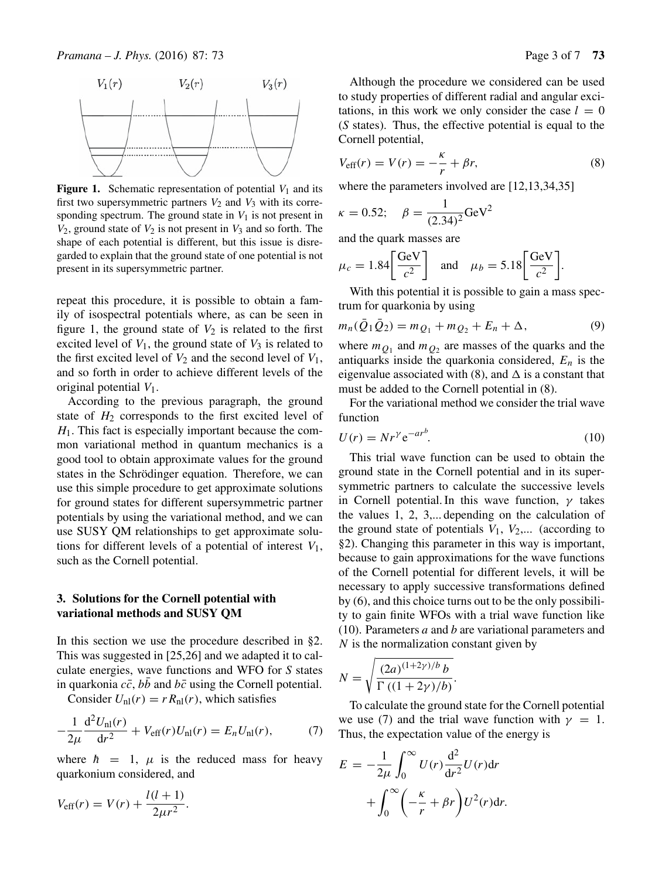**Figure 1.** Schematic representation of potential $V_1$ and its first two supersymmetric partners $V_2$ and $V_3$ with its corresponding spectrum. The ground state in $V_1$ is not present in $V_2$, ground state of $V_2$ is not present in $V_3$ and so forth. The shape of each potential is different, but this issue is disregarded to explain that the ground state of one potential is not present in its supersymmetric partner.

repeat this procedure, it is possible to obtain a family of isospectral potentials where, as can be seen in figure 1, the ground state of $V_2$ is related to the first excited level of $V_1$, the ground state of $V_3$ is related to the first excited level of $V_2$ and the second level of $V_1$, and so forth in order to achieve different levels of the original potential $V_1$.

According to the previous paragraph, the ground state of $H_2$ corresponds to the first excited level of $H_1$. This fact is especially important because the common variational method in quantum mechanics is a good tool to obtain approximate values for the ground states in the Schrödinger equation. Therefore, we can use this simple procedure to get approximate solutions for ground states for different supersymmetric partner potentials by using the variational method, and we can use SUSY QM relationships to get approximate solutions for different levels of a potential of interest $V_1$, such as the Cornell potential.

## 3. Solutions for the Cornell potential with variational methods and SUSY QM

In this section we use the procedure described in §2. This was suggested in [25,26] and we adapted it to calculate energies, wave functions and WFO for S states in quarkonia $c\bar{c}$, $b\bar{b}$ and $b\bar{c}$ using the Cornell potential.

Consider $U_{\text{nl}}(r) = rR_{\text{nl}}(r)$, which satisfies

$$-\frac{1}{2\mu}\frac{\mathrm{d}^2U_{\text{nl}}(r)}{\mathrm{d}r^2} + V_{\text{eff}}(r)U_{\text{nl}}(r) = E_nU_{\text{nl}}(r), \tag{7}$$

where $\hbar = 1$, $\mu$ is the reduced mass for heavy quarkonium considered, and

$$V_{\text{eff}}(r) = V(r) + \frac{l(l+1)}{2\mu r^2}.$$

Although the procedure we considered can be used to study properties of different radial and angular excitations, in this work we only consider the case $l = 0$ (S states). Thus, the effective potential is equal to the Cornell potential,

$$V_{\text{eff}}(r) = V(r) = -\frac{\kappa}{r} + \beta r, \tag{8}$$

where the parameters involved are [12,13,34,35]

$$\kappa = 0.52; \quad \beta = \frac{1}{(2.34)^2}\text{GeV}^2$$

and the quark masses are

$$\mu_c = 1.84\left[\frac{\text{GeV}}{c^2}\right] \quad \text{and} \quad \mu_b = 5.18\left[\frac{\text{GeV}}{c^2}\right].$$

With this potential it is possible to gain a mass spectrum for quarkonia by using

$$m_n(\bar{Q}_1\bar{Q}_2) = m_{Q_1} + m_{Q_2} + E_n + \Delta, \tag{9}$$

where $m_{Q_1}$ and $m_{Q_2}$ are masses of the quarks and the antiquarks inside the quarkonia considered, $E_n$ is the eigenvalue associated with (8), and $\Delta$ is a constant that must be added to the Cornell potential in (8).

For the variational method we consider the trial wave function

$$U(r) = Nr^{\gamma}\mathrm{e}^{-ar^b}. \tag{10}$$

This trial wave function can be used to obtain the ground state in the Cornell potential and in its supersymmetric partners to calculate the successive levels in Cornell potential. In this wave function, $\gamma$ takes the values 1, 2, 3,... depending on the calculation of the ground state of potentials $V_1$, $V_2$,... (according to §2). Changing this parameter in this way is important, because to gain approximations for the wave functions of the Cornell potential for different levels, it will be necessary to apply successive transformations defined by (6), and this choice turns out to be the only possibility to gain finite WFOs with a trial wave function like (10). Parameters $a$ and $b$ are variational parameters and $N$ is the normalization constant given by

$$N = \sqrt{\frac{(2a)^{(1+2\gamma)/b}\,b}{\Gamma\left((1+2\gamma)/b\right)}}.$$

To calculate the ground state for the Cornell potential we use (7) and the trial wave function with $\gamma = 1$. Thus, the expectation value of the energy is

$$E = -\frac{1}{2\mu}\int_0^\infty U(r)\frac{\mathrm{d}^2}{\mathrm{d}r^2}U(r)\mathrm{d}r + \int_0^\infty\left(-\frac{\kappa}{r} + \beta r\right)U^2(r)\mathrm{d}r.$$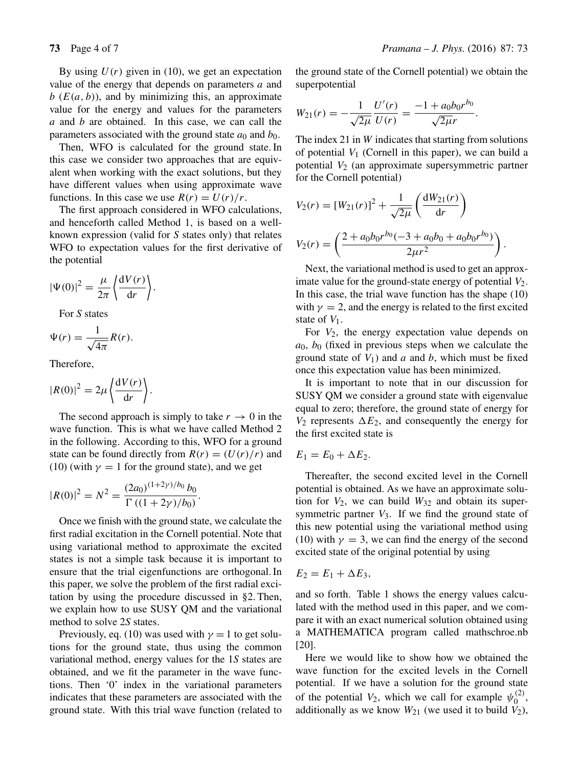By using $U(r)$ given in (10), we get an expectation value of the energy that depends on parameters $a$ and $b$ ($E(a, b)$), and by minimizing this, an approximate value for the energy and values for the parameters $a$ and $b$ are obtained. In this case, we can call the parameters associated with the ground state $a_0$ and $b_0$.

Then, WFO is calculated for the ground state. In this case we consider two approaches that are equivalent when working with the exact solutions, but they have different values when using approximate wave functions. In this case we use $R(r) = U(r)/r$.

The first approach considered in WFO calculations, and henceforth called Method 1, is based on a well-known expression (valid for $S$ states only) that relates WFO to expectation values for the first derivative of the potential

$$|\Psi(0)|^2 = \frac{\mu}{2\pi}\left\langle \frac{\mathrm{d}V(r)}{\mathrm{d}r} \right\rangle.$$

For $S$ states

$$\Psi(r) = \frac{1}{\sqrt{4\pi}} R(r).$$

Therefore,

$$|R(0)|^2 = 2\mu \left\langle \frac{\mathrm{d}V(r)}{\mathrm{d}r} \right\rangle.$$

The second approach is simply to take $r \to 0$ in the wave function. This is what we have called Method 2 in the following. According to this, WFO for a ground state can be found directly from $R(r) = (U(r)/r)$ and (10) (with $\gamma = 1$ for the ground state), and we get

$$|R(0)|^2 = N^2 = \frac{(2a_0)^{(1+2\gamma)/b_0}\, b_0}{\Gamma\left((1+2\gamma)/b_0\right)}.$$

Once we finish with the ground state, we calculate the first radial excitation in the Cornell potential. Note that using variational method to approximate the excited states is not a simple task because it is important to ensure that the trial eigenfunctions are orthogonal. In this paper, we solve the problem of the first radial excitation by using the procedure discussed in §2. Then, we explain how to use SUSY QM and the variational method to solve 2$S$ states.

Previously, eq. (10) was used with $\gamma = 1$ to get solutions for the ground state, thus using the common variational method, energy values for the 1$S$ states are obtained, and we fit the parameter in the wave functions. Then '0' index in the variational parameters indicates that these parameters are associated with the ground state. With this trial wave function (related to the ground state of the Cornell potential) we obtain the superpotential

$$W_{21}(r) = -\frac{1}{\sqrt{2\mu}}\frac{U'(r)}{U(r)} = \frac{-1 + a_0 b_0 r^{b_0}}{\sqrt{2\mu} r}.$$

The index 21 in $W$ indicates that starting from solutions of potential $V_1$ (Cornell in this paper), we can build a potential $V_2$ (an approximate supersymmetric partner for the Cornell potential)

$$V_2(r) = [W_{21}(r)]^2 + \frac{1}{\sqrt{2\mu}}\left(\frac{\mathrm{d}W_{21}(r)}{\mathrm{d}r}\right)$$

$$V_2(r) = \left(\frac{2 + a_0 b_0 r^{b_0}(-3 + a_0 b_0 + a_0 b_0 r^{b_0})}{2\mu r^2}\right).$$

Next, the variational method is used to get an approximate value for the ground-state energy of potential $V_2$. In this case, the trial wave function has the shape (10) with $\gamma = 2$, and the energy is related to the first excited state of $V_1$.

For $V_2$, the energy expectation value depends on $a_0$, $b_0$ (fixed in previous steps when we calculate the ground state of $V_1$) and $a$ and $b$, which must be fixed once this expectation value has been minimized.

It is important to note that in our discussion for SUSY QM we consider a ground state with eigenvalue equal to zero; therefore, the ground state of energy for $V_2$ represents $\Delta E_2$, and consequently the energy for the first excited state is

$$E_1 = E_0 + \Delta E_2.$$

Thereafter, the second excited level in the Cornell potential is obtained. As we have an approximate solution for $V_2$, we can build $W_{32}$ and obtain its supersymmetric partner $V_3$. If we find the ground state of this new potential using the variational method using (10) with $\gamma = 3$, we can find the energy of the second excited state of the original potential by using

$$E_2 = E_1 + \Delta E_3,$$

and so forth. Table 1 shows the energy values calculated with the method used in this paper, and we compare it with an exact numerical solution obtained using a MATHEMATICA program called mathschroe.nb [20].

Here we would like to show how we obtained the wave function for the excited levels in the Cornell potential. If we have a solution for the ground state of the potential $V_2$, which we call for example $\psi_0^{(2)}$, additionally as we know $W_{21}$ (we used it to build $V_2$),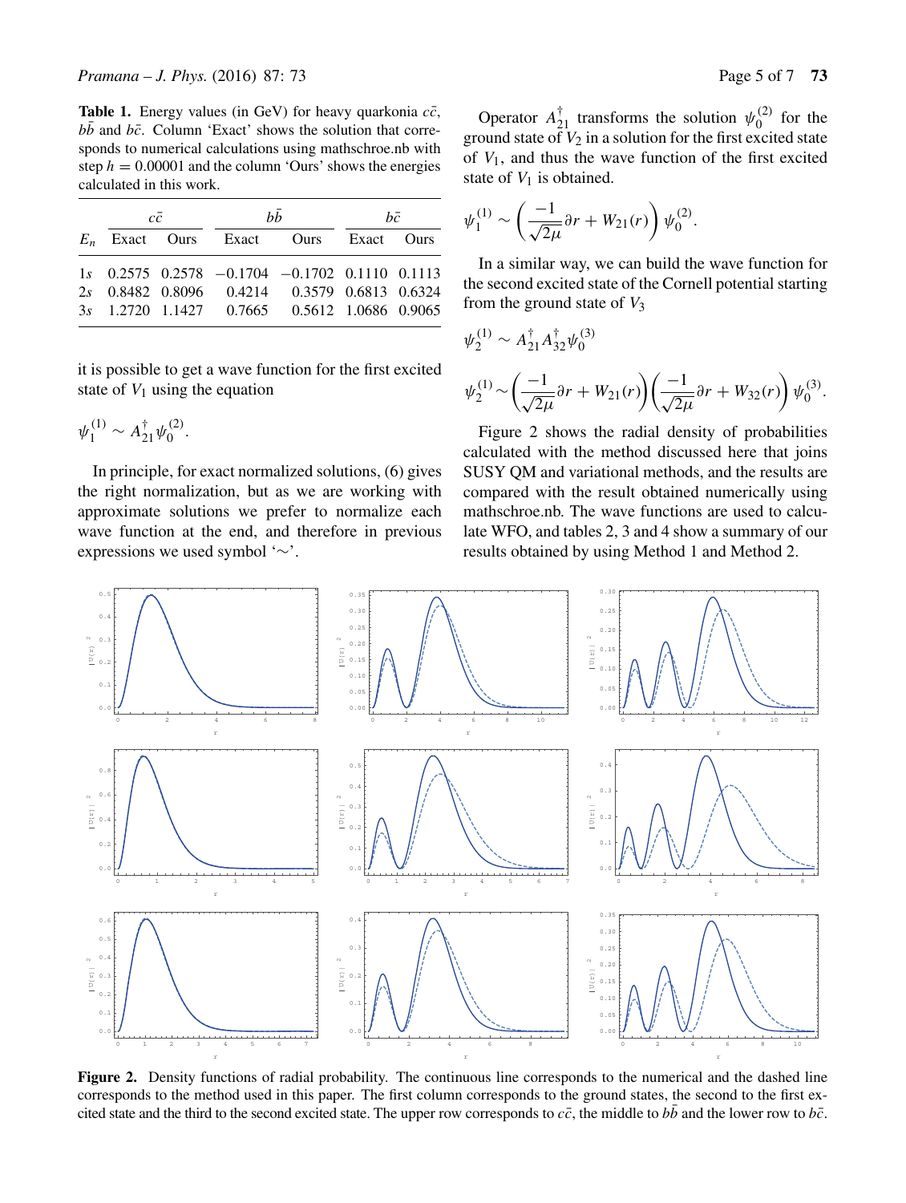**Table 1.** Energy values (in GeV) for heavy quarkonia $c\bar{c}$, $b\bar{b}$ and $b\bar{c}$. Column 'Exact' shows the solution that corresponds to numerical calculations using mathschroe.nb with step $h = 0.00001$ and the column 'Ours' shows the energies calculated in this work.

| | $c\bar{c}$ | | $b\bar{b}$ | | $b\bar{c}$ | |
|---|---|---|---|---|---|---|
| $E_n$ | Exact | Ours | Exact | Ours | Exact | Ours |
| 1*s* | 0.2575 | 0.2578 | −0.1704 | −0.1702 | 0.1110 | 0.1113 |
| 2*s* | 0.8482 | 0.8096 | 0.4214 | 0.3579 | 0.6813 | 0.6324 |
| 3*s* | 1.2720 | 1.1427 | 0.7665 | 0.5612 | 1.0686 | 0.9065 |

it is possible to get a wave function for the first excited state of $V_1$ using the equation

$$\psi_1^{(1)} \sim A_{21}^{\dagger}\psi_0^{(2)}.$$

In principle, for exact normalized solutions, (6) gives the right normalization, but as we are working with approximate solutions we prefer to normalize each wave function at the end, and therefore in previous expressions we used symbol '$\sim$'.

Operator $A_{21}^{\dagger}$ transforms the solution $\psi_0^{(2)}$ for the ground state of $V_2$ in a solution for the first excited state of $V_1$, and thus the wave function of the first excited state of $V_1$ is obtained.

$$\psi_1^{(1)} \sim \left(\frac{-1}{\sqrt{2\mu}}\partial r + W_{21}(r)\right)\psi_0^{(2)}.$$

In a similar way, we can build the wave function for the second excited state of the Cornell potential starting from the ground state of $V_3$

$$\psi_2^{(1)} \sim A_{21}^{\dagger}A_{32}^{\dagger}\psi_0^{(3)}$$

$$\psi_2^{(1)} \sim \left(\frac{-1}{\sqrt{2\mu}}\partial r + W_{21}(r)\right)\left(\frac{-1}{\sqrt{2\mu}}\partial r + W_{32}(r)\right)\psi_0^{(3)}.$$

Figure 2 shows the radial density of probabilities calculated with the method discussed here that joins SUSY QM and variational methods, and the results are compared with the result obtained numerically using mathschroe.nb. The wave functions are used to calculate WFO, and tables 2, 3 and 4 show a summary of our results obtained by using Method 1 and Method 2.

**Figure 2.** Density functions of radial probability. The continuous line corresponds to the numerical and the dashed line corresponds to the method used in this paper. The first column corresponds to the ground states, the second to the first excited state and the third to the second excited state. The upper row corresponds to $c\bar{c}$, the middle to $b\bar{b}$ and the lower row to $b\bar{c}$.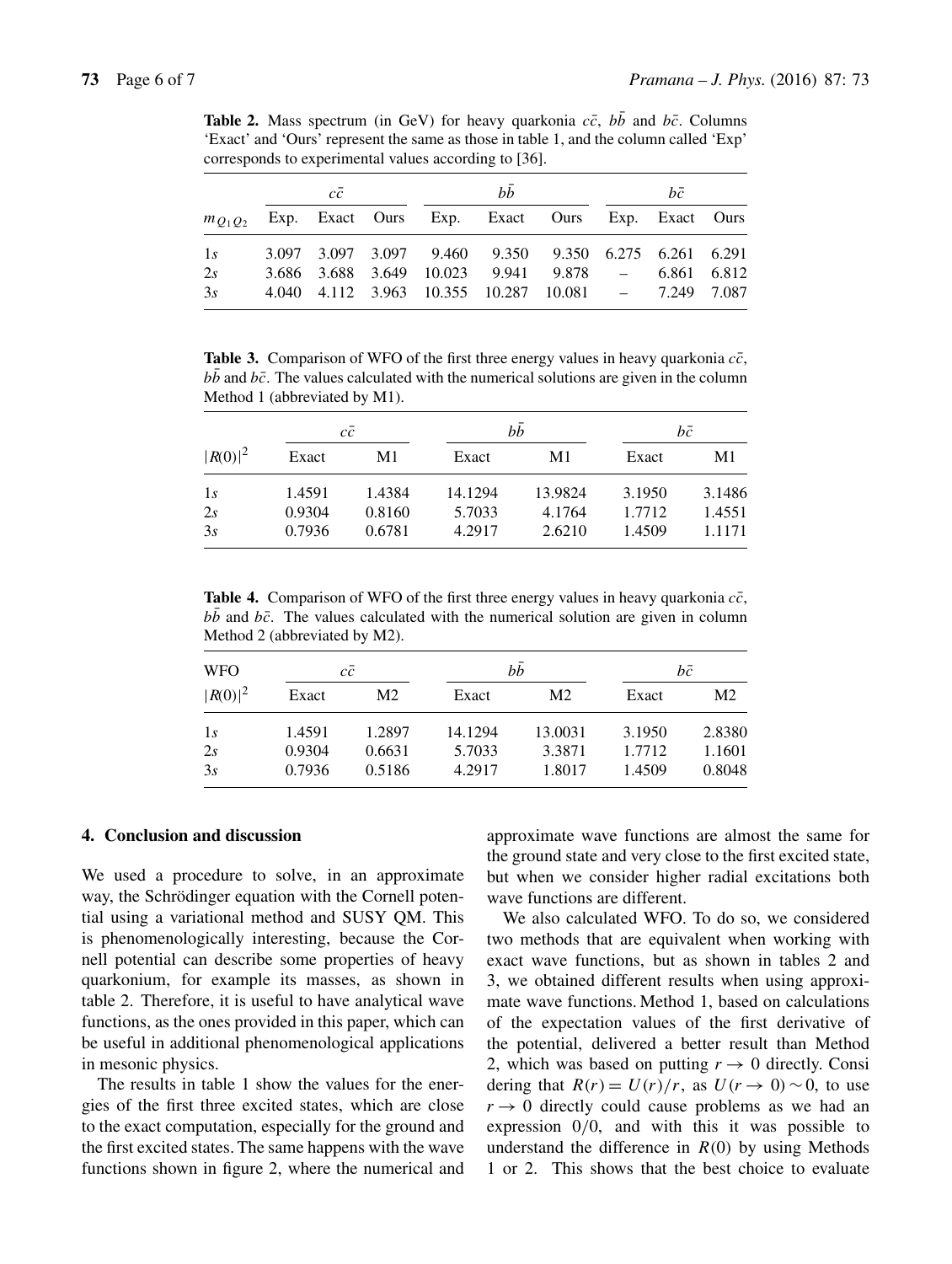**Table 2.** Mass spectrum (in GeV) for heavy quarkonia $c\bar{c}$, $b\bar{b}$ and $b\bar{c}$. Columns 'Exact' and 'Ours' represent the same as those in table 1, and the column called 'Exp' corresponds to experimental values according to [36].

| | $c\bar{c}$ | | | $b\bar{b}$ | | | $b\bar{c}$ | | |
|---|---|---|---|---|---|---|---|---|---|
| $m_{Q_1 Q_2}$ | Exp. | Exact | Ours | Exp. | Exact | Ours | Exp. | Exact | Ours |
| 1*s* | 3.097 | 3.097 | 3.097 | 9.460 | 9.350 | 9.350 | 6.275 | 6.261 | 6.291 |
| 2*s* | 3.686 | 3.688 | 3.649 | 10.023 | 9.941 | 9.878 | – | 6.861 | 6.812 |
| 3*s* | 4.040 | 4.112 | 3.963 | 10.355 | 10.287 | 10.081 | – | 7.249 | 7.087 |

**Table 3.** Comparison of WFO of the first three energy values in heavy quarkonia $c\bar{c}$, $b\bar{b}$ and $b\bar{c}$. The values calculated with the numerical solutions are given in the column Method 1 (abbreviated by M1).

| | $c\bar{c}$ | | $b\bar{b}$ | | $b\bar{c}$ | |
|---|---|---|---|---|---|---|
| $\lvert R(0)\rvert^2$ | Exact | M1 | Exact | M1 | Exact | M1 |
| 1*s* | 1.4591 | 1.4384 | 14.1294 | 13.9824 | 3.1950 | 3.1486 |
| 2*s* | 0.9304 | 0.8160 | 5.7033 | 4.1764 | 1.7712 | 1.4551 |
| 3*s* | 0.7936 | 0.6781 | 4.2917 | 2.6210 | 1.4509 | 1.1171 |

**Table 4.** Comparison of WFO of the first three energy values in heavy quarkonia $c\bar{c}$, $b\bar{b}$ and $b\bar{c}$. The values calculated with the numerical solution are given in column Method 2 (abbreviated by M2).

| WFO | $c\bar{c}$ | | $b\bar{b}$ | | $b\bar{c}$ | |
|---|---|---|---|---|---|---|
| $\lvert R(0)\rvert^2$ | Exact | M2 | Exact | M2 | Exact | M2 |
| 1*s* | 1.4591 | 1.2897 | 14.1294 | 13.0031 | 3.1950 | 2.8380 |
| 2*s* | 0.9304 | 0.6631 | 5.7033 | 3.3871 | 1.7712 | 1.1601 |
| 3*s* | 0.7936 | 0.5186 | 4.2917 | 1.8017 | 1.4509 | 0.8048 |

## 4. Conclusion and discussion

We used a procedure to solve, in an approximate way, the Schrödinger equation with the Cornell potential using a variational method and SUSY QM. This is phenomenologically interesting, because the Cornell potential can describe some properties of heavy quarkonium, for example its masses, as shown in table 2. Therefore, it is useful to have analytical wave functions, as the ones provided in this paper, which can be useful in additional phenomenological applications in mesonic physics.

The results in table 1 show the values for the energies of the first three excited states, which are close to the exact computation, especially for the ground and the first excited states. The same happens with the wave functions shown in figure 2, where the numerical and approximate wave functions are almost the same for the ground state and very close to the first excited state, but when we consider higher radial excitations both wave functions are different.

We also calculated WFO. To do so, we considered two methods that are equivalent when working with exact wave functions, but as shown in tables 2 and 3, we obtained different results when using approximate wave functions. Method 1, based on calculations of the expectation values of the first derivative of the potential, delivered a better result than Method 2, which was based on putting $r \to 0$ directly. Considering that $R(r) = U(r)/r$, as $U(r \to 0) \sim 0$, to use $r \to 0$ directly could cause problems as we had an expression $0/0$, and with this it was possible to understand the difference in $R(0)$ by using Methods 1 or 2. This shows that the best choice to evaluate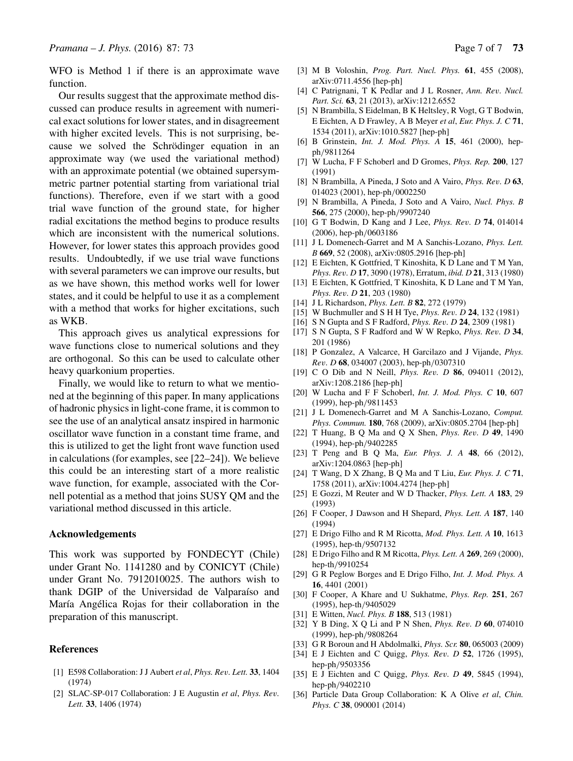WFO is Method 1 if there is an approximate wave function.

Our results suggest that the approximate method discussed can produce results in agreement with numerical exact solutions for lower states, and in disagreement with higher excited levels. This is not surprising, because we solved the Schrödinger equation in an approximate way (we used the variational method) with an approximate potential (we obtained supersymmetric partner potential starting from variational trial functions). Therefore, even if we start with a good trial wave function of the ground state, for higher radial excitations the method begins to produce results which are inconsistent with the numerical solutions. However, for lower states this approach provides good results. Undoubtedly, if we use trial wave functions with several parameters we can improve our results, but as we have shown, this method works well for lower states, and it could be helpful to use it as a complement with a method that works for higher excitations, such as WKB.

This approach gives us analytical expressions for wave functions close to numerical solutions and they are orthogonal. So this can be used to calculate other heavy quarkonium properties.

Finally, we would like to return to what we mentioned at the beginning of this paper. In many applications of hadronic physics in light-cone frame, it is common to see the use of an analytical ansatz inspired in harmonic oscillator wave function in a constant time frame, and this is utilized to get the light front wave function used in calculations (for examples, see [22–24]). We believe this could be an interesting start of a more realistic wave function, for example, associated with the Cornell potential as a method that joins SUSY QM and the variational method discussed in this article.

## Acknowledgements

This work was supported by FONDECYT (Chile) under Grant No. 1141280 and by CONICYT (Chile) under Grant No. 7912010025. The authors wish to thank DGIP of the Universidad de Valparaíso and María Angélica Rojas for their collaboration in the preparation of this manuscript.

## References

[1] E598 Collaboration: J J Aubert *et al*, *Phys. Rev. Lett.* **33**, 1404 (1974)

[2] SLAC-SP-017 Collaboration: J E Augustin *et al*, *Phys. Rev. Lett.* **33**, 1406 (1974)

[3] M B Voloshin, *Prog. Part. Nucl. Phys.* **61**, 455 (2008), arXiv:0711.4556 [hep-ph]

[4] C Patrignani, T K Pedlar and J L Rosner, *Ann. Rev. Nucl. Part. Sci.* **63**, 21 (2013), arXiv:1212.6552

[5] N Brambilla, S Eidelman, B K Heltsley, R Vogt, G T Bodwin, E Eichten, A D Frawley, A B Meyer *et al*, *Eur. Phys. J. C* **71**, 1534 (2011), arXiv:1010.5827 [hep-ph]

[6] B Grinstein, *Int. J. Mod. Phys. A* **15**, 461 (2000), hep-ph/9811264

[7] W Lucha, F F Schoberl and D Gromes, *Phys. Rep.* **200**, 127 (1991)

[8] N Brambilla, A Pineda, J Soto and A Vairo, *Phys. Rev. D* **63**, 014023 (2001), hep-ph/0002250

[9] N Brambilla, A Pineda, J Soto and A Vairo, *Nucl. Phys. B* **566**, 275 (2000), hep-ph/9907240

[10] G T Bodwin, D Kang and J Lee, *Phys. Rev. D* **74**, 014014 (2006), hep-ph/0603186

[11] J L Domenech-Garret and M A Sanchis-Lozano, *Phys. Lett. B* **669**, 52 (2008), arXiv:0805.2916 [hep-ph]

[12] E Eichten, K Gottfried, T Kinoshita, K D Lane and T M Yan, *Phys. Rev. D* **17**, 3090 (1978), Erratum, *ibid. D* **21**, 313 (1980)

[13] E Eichten, K Gottfried, T Kinoshita, K D Lane and T M Yan, *Phys. Rev. D* **21**, 203 (1980)

[14] J L Richardson, *Phys. Lett. B* **82**, 272 (1979)

[15] W Buchmuller and S H H Tye, *Phys. Rev. D* **24**, 132 (1981)

[16] S N Gupta and S F Radford, *Phys. Rev. D* **24**, 2309 (1981)

[17] S N Gupta, S F Radford and W W Repko, *Phys. Rev. D* **34**, 201 (1986)

[18] P Gonzalez, A Valcarce, H Garcilazo and J Vijande, *Phys. Rev. D* **68**, 034007 (2003), hep-ph/0307310

[19] C O Dib and N Neill, *Phys. Rev. D* **86**, 094011 (2012), arXiv:1208.2186 [hep-ph]

[20] W Lucha and F F Schoberl, *Int. J. Mod. Phys. C* **10**, 607 (1999), hep-ph/9811453

[21] J L Domenech-Garret and M A Sanchis-Lozano, *Comput. Phys. Commun.* **180**, 768 (2009), arXiv:0805.2704 [hep-ph]

[22] T Huang, B Q Ma and Q X Shen, *Phys. Rev. D* **49**, 1490 (1994), hep-ph/9402285

[23] T Peng and B Q Ma, *Eur. Phys. J. A* **48**, 66 (2012), arXiv:1204.0863 [hep-ph]

[24] T Wang, D X Zhang, B Q Ma and T Liu, *Eur. Phys. J. C* **71**, 1758 (2011), arXiv:1004.4274 [hep-ph]

[25] E Gozzi, M Reuter and W D Thacker, *Phys. Lett. A* **183**, 29 (1993)

[26] F Cooper, J Dawson and H Shepard, *Phys. Lett. A* **187**, 140 (1994)

[27] E Drigo Filho and R M Ricotta, *Mod. Phys. Lett. A* **10**, 1613 (1995), hep-th/9507132

[28] E Drigo Filho and R M Ricotta, *Phys. Lett. A* **269**, 269 (2000), hep-th/9910254

[29] G R Peglow Borges and E Drigo Filho, *Int. J. Mod. Phys. A* **16**, 4401 (2001)

[30] F Cooper, A Khare and U Sukhatme, *Phys. Rep.* **251**, 267 (1995), hep-th/9405029

[31] E Witten, *Nucl. Phys. B* **188**, 513 (1981)

[32] Y B Ding, X Q Li and P N Shen, *Phys. Rev. D* **60**, 074010 (1999), hep-ph/9808264

[33] G R Boroun and H Abdolmalki, *Phys. Scr.* **80**, 065003 (2009)

[34] E J Eichten and C Quigg, *Phys. Rev. D* **52**, 1726 (1995), hep-ph/9503356

[35] E J Eichten and C Quigg, *Phys. Rev. D* **49**, 5845 (1994), hep-ph/9402210

[36] Particle Data Group Collaboration: K A Olive *et al*, *Chin. Phys. C* **38**, 090001 (2014)